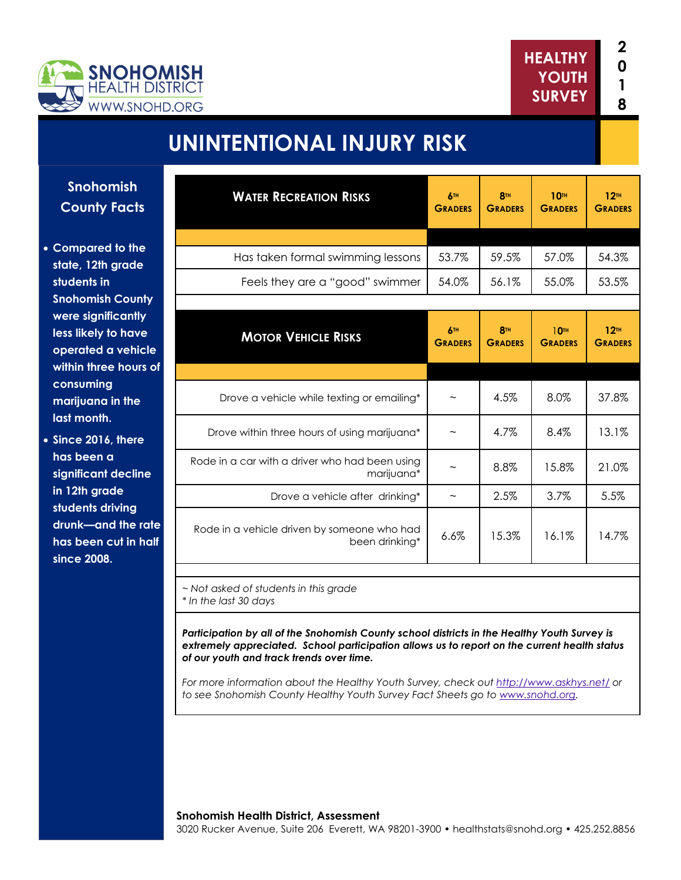SNOHOMISH HEALTH DISTRICT
WWW.SNOHD.ORG

HEALTHY YOUTH SURVEY 2018

# UNINTENTIONAL INJURY RISK

## Snohomish County Facts

- **Compared to the state, 12th grade students in Snohomish County were significantly less likely to have operated a vehicle within three hours of consuming marijuana in the last month.**
- **Since 2016, there has been a significant decline in 12th grade students driving drunk—and the rate has been cut in half since 2008.**

| Water Recreation Risks | 6th Graders | 8th Graders | 10th Graders | 12th Graders |
|---|---|---|---|---|
| Has taken formal swimming lessons | 53.7% | 59.5% | 57.0% | 54.3% |
| Feels they are a "good" swimmer | 54.0% | 56.1% | 55.0% | 53.5% |

| Motor Vehicle Risks | 6th Graders | 8th Graders | 10th Graders | 12th Graders |
|---|---|---|---|---|
| Drove a vehicle while texting or emailing* | ~ | 4.5% | 8.0% | 37.8% |
| Drove within three hours of using marijuana* | ~ | 4.7% | 8.4% | 13.1% |
| Rode in a car with a driver who had been using marijuana* | ~ | 8.8% | 15.8% | 21.0% |
| Drove a vehicle after drinking* | ~ | 2.5% | 3.7% | 5.5% |
| Rode in a vehicle driven by someone who had been drinking* | 6.6% | 15.3% | 16.1% | 14.7% |

*~ Not asked of students in this grade*
** In the last 30 days*

***Participation by all of the Snohomish County school districts in the Healthy Youth Survey is extremely appreciated. School participation allows us to report on the current health status of our youth and track trends over time.***

*For more information about the Healthy Youth Survey, check out http://www.askhys.net/ or to see Snohomish County Healthy Youth Survey Fact Sheets go to www.snohd.org.*

**Snohomish Health District, Assessment**
3020 Rucker Avenue, Suite 206 Everett, WA 98201-3900 • healthstats@snohd.org • 425.252.8856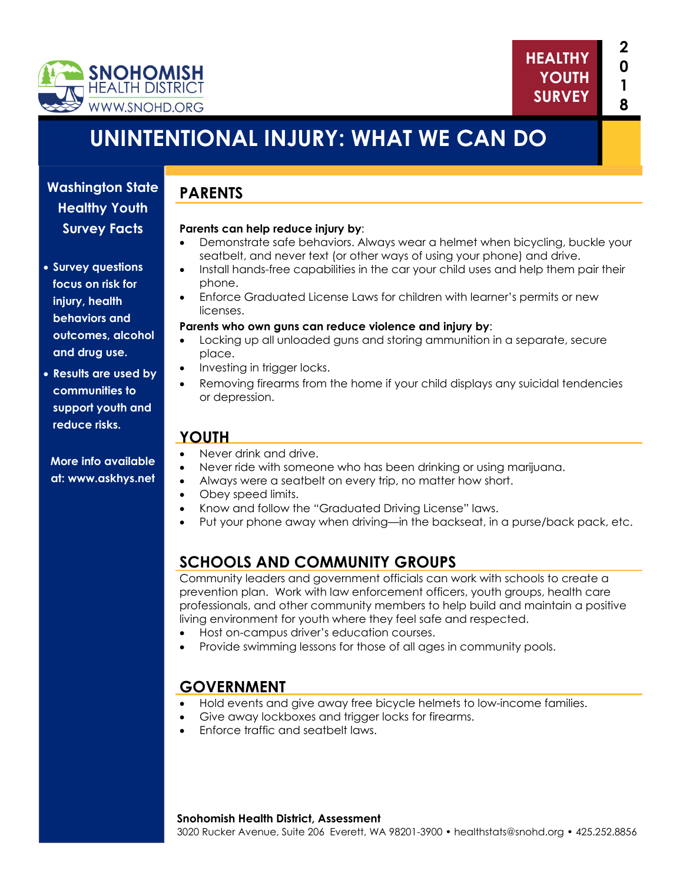SNOHOMISH HEALTH DISTRICT
WWW.SNOHD.ORG

HEALTHY YOUTH SURVEY 2018

# UNINTENTIONAL INJURY: WHAT WE CAN DO

**Washington State Healthy Youth Survey Facts**

- **Survey questions focus on risk for injury, health behaviors and outcomes, alcohol and drug use.**
- **Results are used by communities to support youth and reduce risks.**

**More info available at: www.askhys.net**

## PARENTS

**Parents can help reduce injury by**:

- Demonstrate safe behaviors. Always wear a helmet when bicycling, buckle your seatbelt, and never text (or other ways of using your phone) and drive.
- Install hands-free capabilities in the car your child uses and help them pair their phone.
- Enforce Graduated License Laws for children with learner's permits or new licenses.

**Parents who own guns can reduce violence and injury by**:

- Locking up all unloaded guns and storing ammunition in a separate, secure place.
- Investing in trigger locks.
- Removing firearms from the home if your child displays any suicidal tendencies or depression.

## YOUTH

- Never drink and drive.
- Never ride with someone who has been drinking or using marijuana.
- Always were a seatbelt on every trip, no matter how short.
- Obey speed limits.
- Know and follow the "Graduated Driving License" laws.
- Put your phone away when driving—in the backseat, in a purse/back pack, etc.

## SCHOOLS AND COMMUNITY GROUPS

Community leaders and government officials can work with schools to create a prevention plan. Work with law enforcement officers, youth groups, health care professionals, and other community members to help build and maintain a positive living environment for youth where they feel safe and respected.

- Host on-campus driver's education courses.
- Provide swimming lessons for those of all ages in community pools.

## GOVERNMENT

- Hold events and give away free bicycle helmets to low-income families.
- Give away lockboxes and trigger locks for firearms.
- Enforce traffic and seatbelt laws.

**Snohomish Health District, Assessment**
3020 Rucker Avenue, Suite 206 Everett, WA 98201-3900 • healthstats@snohd.org • 425.252.8856